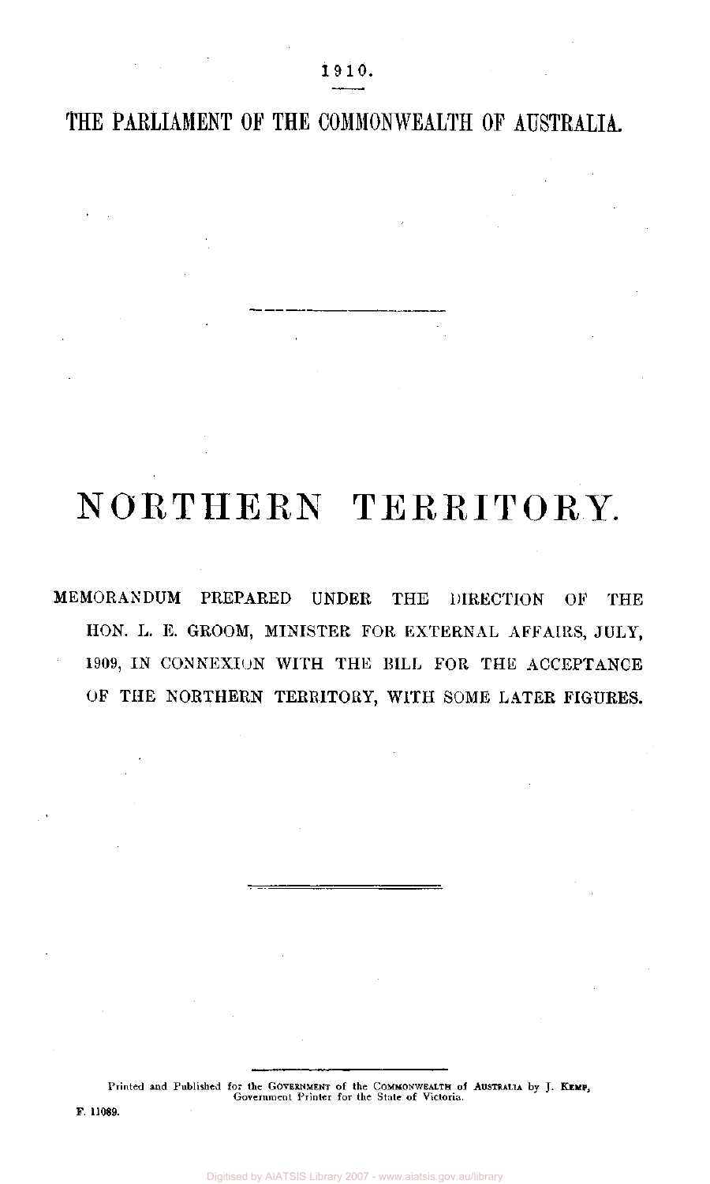1910.

THE PARLIAMENT OF THE COMMONWEALTH OF AUSTRALIA.

# NORTHERN TERRITORY.

MEMORANDUM PREPARED UNDER THE DIRECTION OF THE HON. L. E. GROOM, MINISTER FOR EXTERNAL AFFAIRS, JULY, 1909, IN CONNEXION WITH THE BILL FOR THE ACCEPTANCE OF THE NORTHERN TERRITORY, WITH SOME LATER FIGURES.

Printed and Published for the GOVERNMENT of the COMMONWEALTH of AUSTRALIA by J. KEMP, Government Printer for the State of Victoria.

F. 11089.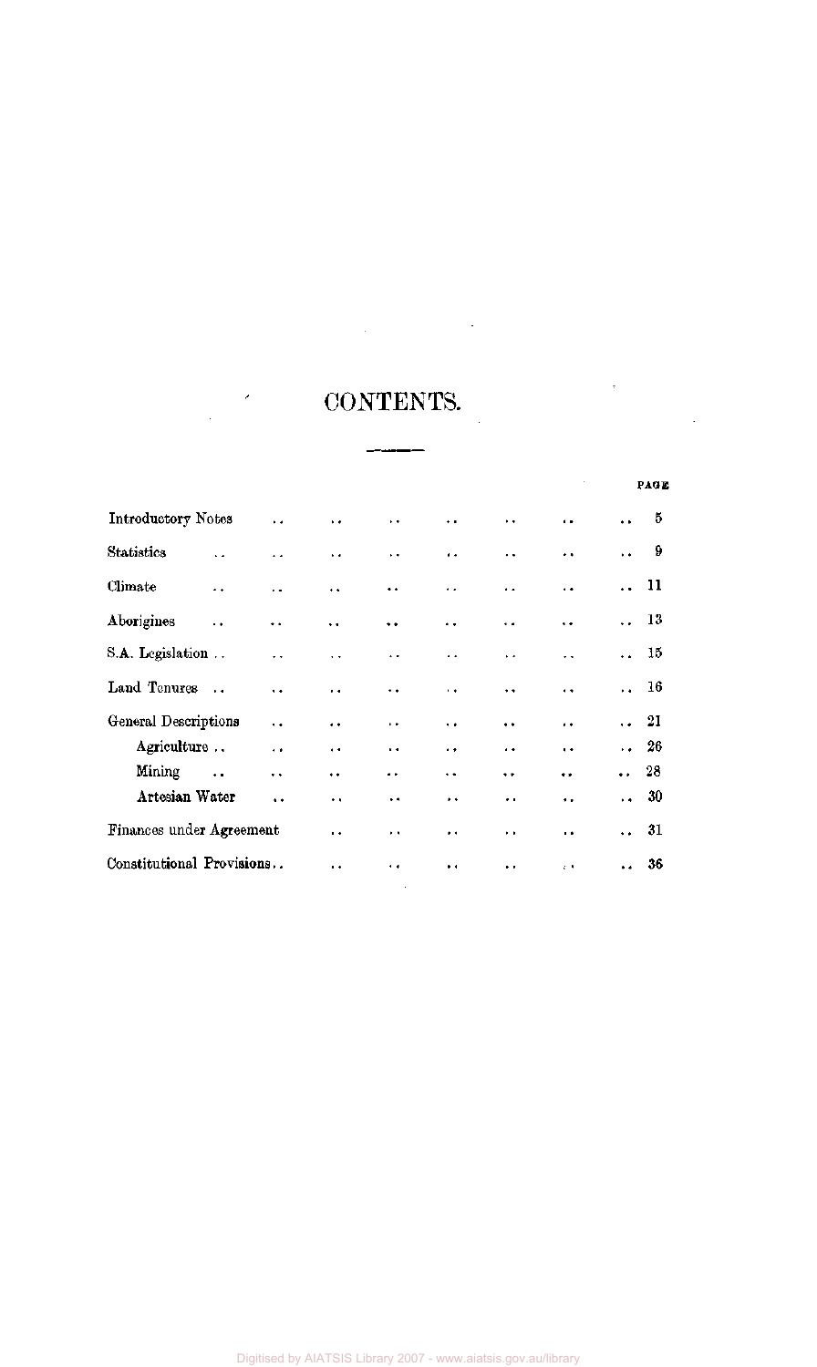# CONTENTS.

| | PAGE |
|---|---|
| Introductory Notes | 5 |
| Statistics | 9 |
| Climate | 11 |
| Aborigines | 13 |
| S.A. Legislation | 15 |
| Land Tenures | 16 |
| General Descriptions | 21 |
| Agriculture | 26 |
| Mining | 28 |
| Artesian Water | 30 |
| Finances under Agreement | 31 |
| Constitutional Provisions | 36 |

Digitised by AIATSIS Library 2007 - www.aiatsis.gov.au/library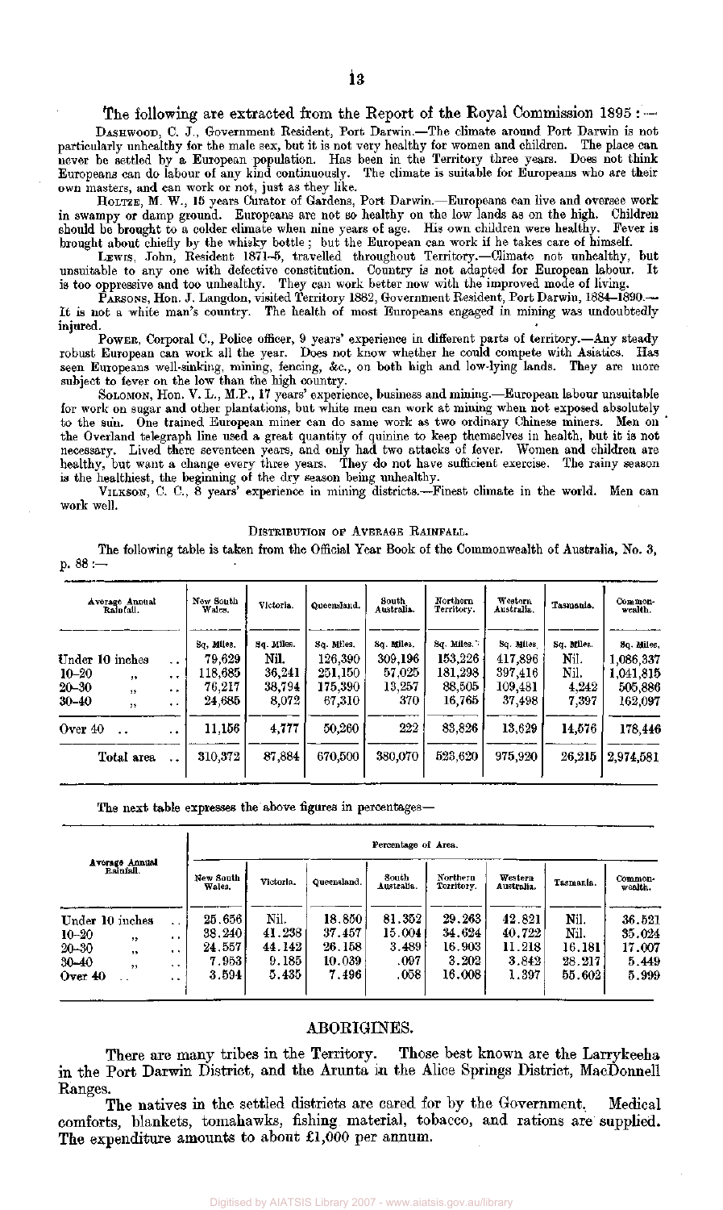The following are extracted from the Report of the Royal Commission 1895 :—

DASHWOOD, C. J., Government Resident, Port Darwin.—The climate around Port Darwin is not particularly unhealthy for the male sex, but it is not very healthy for women and children. The place can never be settled by a European population. Has been in the Territory three years. Does not think Europeans can do labour of any kind continuously. The climate is suitable for Europeans who are their own masters, and can work or not, just as they like.

HOLTZE, M. W., 15 years Curator of Gardens, Port Darwin.—Europeans can live and oversee work in swampy or damp ground. Europeans are not so healthy on the low lands as on the high. Children should be brought to a colder climate when nine years of age. His own children were healthy. Fever is brought about chiefly by the whisky bottle; but the European can work if he takes care of himself.

LEWIS, John, Resident 1871–5, travelled throughout Territory.—Climate not unhealthy, but unsuitable to any one with defective constitution. Country is not adapted for European labour. It is too oppressive and too unhealthy. They can work better now with the improved mode of living.

PARSONS, Hon. J. Langdon, visited Territory 1882, Government Resident, Port Darwin, 1884–1890.—It is not a white man's country. The health of most Europeans engaged in mining was undoubtedly injured.

POWER, Corporal C., Police officer, 9 years' experience in different parts of territory.—Any steady robust European can work all the year. Does not know whether he could compete with Asiatics. Has seen Europeans well-sinking, mining, fencing, &c., on both high and low-lying lands. They are more subject to fever on the low than the high country.

SOLOMON, Hon. V. L., M.P., 17 years' experience, business and mining.—European labour unsuitable for work on sugar and other plantations, but white men can work at mining when not exposed absolutely to the sun. One trained European miner can do same work as two ordinary Chinese miners. Men on the Overland telegraph line used a great quantity of quinine to keep themselves in health, but it is not necessary. Lived there seventeen years, and only had two attacks of fever. Women and children are healthy, but want a change every three years. They do not have sufficient exercise. The rainy season is the healthiest, the beginning of the dry season being unhealthy.

VILKSON, C. C., 8 years' experience in mining districts.—Finest climate in the world. Men can work well.

DISTRIBUTION OF AVERAGE RAINFALL.

The following table is taken from the Official Year Book of the Commonwealth of Australia, No. 3, p. 88 :—

| Average Annual Rainfall. | New South Wales. | Victoria. | Queensland. | South Australia. | Northern Territory. | Western Australia. | Tasmania. | Commonwealth. |
|---|---|---|---|---|---|---|---|---|
| | Sq. Miles. | Sq. Miles. | Sq. Miles. | Sq. Miles. | Sq. Miles. | Sq. Miles. | Sq. Miles. | Sq. Miles. |
| Under 10 inches | 79,629 | Nil. | 126,390 | 309,196 | 153,226 | 417,896 | Nil. | 1,086,337 |
| 10–20 ,, | 118,685 | 36,241 | 251,150 | 57,025 | 181,298 | 397,416 | Nil. | 1,041,815 |
| 20–30 ,, | 76,217 | 38,794 | 175,390 | 13,257 | 88,505 | 109,481 | 4,242 | 505,886 |
| 30–40 ,, | 24,685 | 8,072 | 67,310 | 370 | 16,765 | 37,498 | 7,397 | 162,097 |
| Over 40 | 11,156 | 4,777 | 50,260 | 222 | 83,826 | 13,629 | 14,576 | 178,446 |
| Total area | 310,372 | 87,884 | 670,500 | 380,070 | 523,620 | 975,920 | 26,215 | 2,974,581 |

The next table expresses the above figures in percentages—

| Average Annual Rainfall. | Percentage of Area. | | | | | | | |
|---|---|---|---|---|---|---|---|---|
| | New South Wales. | Victoria. | Queensland. | South Australia. | Northern Territory. | Western Australia. | Tasmania. | Commonwealth. |
| Under 10 inches | 25.656 | Nil. | 18.850 | 81.352 | 29.263 | 42.821 | Nil. | 36.521 |
| 10–20 ,, | 38.240 | 41.238 | 37.457 | 15.004 | 34.624 | 40.722 | Nil. | 35.024 |
| 20–30 ,, | 24.557 | 44.142 | 26.158 | 3.489 | 16.903 | 11.218 | 16.181 | 17.007 |
| 30–40 ,, | 7.953 | 9.185 | 10.039 | .097 | 3.202 | 3.842 | 28.217 | 5.449 |
| Over 40 | 3.594 | 5.435 | 7.496 | .058 | 16.008 | 1.397 | 55.602 | 5.999 |

## ABORIGINES.

There are many tribes in the Territory. Those best known are the Larrykeeha in the Port Darwin District, and the Arunta in the Alice Springs District, MacDonnell Ranges.

The natives in the settled districts are cared for by the Government. Medical comforts, blankets, tomahawks, fishing material, tobacco, and rations are supplied. The expenditure amounts to about £1,000 per annum.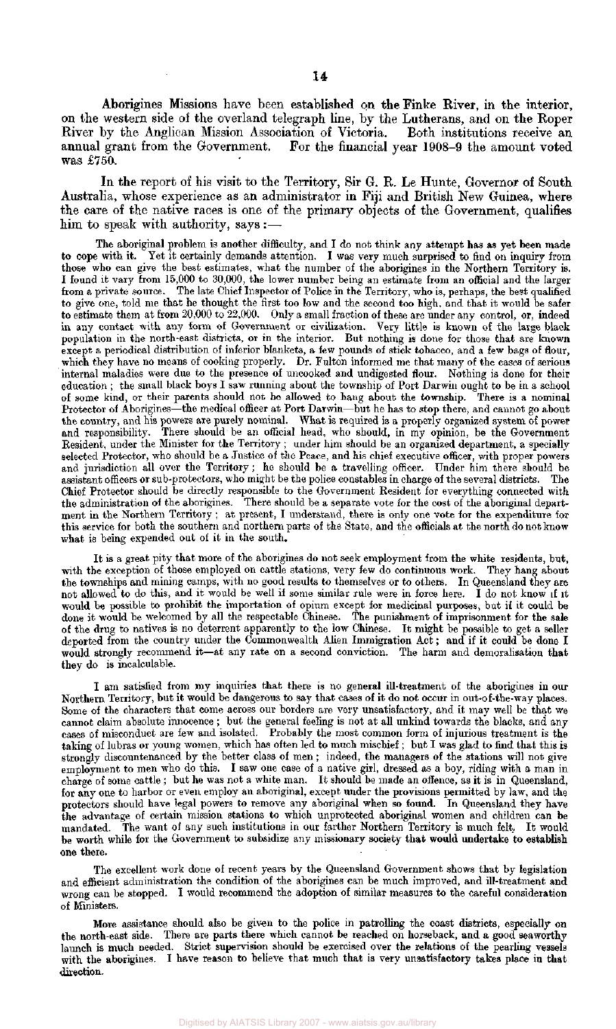Aborigines Missions have been established on the Finke River, in the interior, on the western side of the overland telegraph line, by the Lutherans, and on the Roper River by the Anglican Mission Association of Victoria. Both institutions receive an annual grant from the Government. For the financial year 1908–9 the amount voted was £750.

In the report of his visit to the Territory, Sir G. R. Le Hunte, Governor of South Australia, whose experience as an administrator in Fiji and British New Guinea, where the care of the native races is one of the primary objects of the Government, qualifies him to speak with authority, says:—

> The aboriginal problem is another difficulty, and I do not think any attempt has as yet been made to cope with it. Yet it certainly demands attention. I was very much surprised to find on inquiry from those who can give the best estimates, what the number of the aborigines in the Northern Territory is. I found it vary from 15,000 to 30,000, the lower number being an estimate from an official and the larger from a private source. The late Chief Inspector of Police in the Territory, who is, perhaps, the best qualified to give one, told me that he thought the first too low and the second too high, and that it would be safer to estimate them at from 20,000 to 22,000. Only a small fraction of these are under any control, or, indeed in any contact with any form of Government or civilization. Very little is known of the large black population in the north-east districts, or in the interior. But nothing is done for those that are known except a periodical distribution of inferior blankets, a few pounds of stick tobacco, and a few bags of flour, which they have no means of cooking properly. Dr. Fulton informed me that many of the cases of serious internal maladies were due to the presence of uncooked and undigested flour. Nothing is done for their education; the small black boys I saw running about the township of Port Darwin ought to be in a school of some kind, or their parents should not be allowed to hang about the township. There is a nominal Protector of Aborigines—the medical officer at Port Darwin—but he has to stop there, and cannot go about the country, and his powers are purely nominal. What is required is a properly organized system of power and responsibility. There should be an official head, who should, in my opinion, be the Government Resident, under the Minister for the Territory; under him should be an organized department, a specially selected Protector, who should be a Justice of the Peace, and his chief executive officer, with proper powers and jurisdiction all over the Territory; he should be a travelling officer. Under him there should be assistant officers or sub-protectors, who might be the police constables in charge of the several districts. The Chief Protector should be directly responsible to the Government Resident for everything connected with the administration of the aborigines. There should be a separate vote for the cost of the aboriginal department in the Northern Territory; at present, I understand, there is only one vote for the expenditure for this service for both the southern and northern parts of the State, and the officials at the north do not know what is being expended out of it in the south.
>
> It is a great pity that more of the aborigines do not seek employment from the white residents, but, with the exception of those employed on cattle stations, very few do continuous work. They hang about the townships and mining camps, with no good results to themselves or to others. In Queensland they are not allowed to do this, and it would be well if some similar rule were in force here. I do not know if it would be possible to prohibit the importation of opium except for medicinal purposes, but if it could be done it would be welcomed by all the respectable Chinese. The punishment of imprisonment for the sale of the drug to natives is no deterrent apparently to the low Chinese. It might be possible to get a seller deported from the country under the Commonwealth Alien Immigration Act; and if it could be done I would strongly recommend it—at any rate on a second conviction. The harm and demoralisation that they do is incalculable.
>
> I am satisfied from my inquiries that there is no general ill-treatment of the aborigines in our Northern Territory, but it would be dangerous to say that cases of it do not occur in out-of-the-way places. Some of the characters that come across our borders are very unsatisfactory, and it may well be that we cannot claim absolute innocence; but the general feeling is not at all unkind towards the blacks, and any cases of misconduct are few and isolated. Probably the most common form of injurious treatment is the taking of lubras or young women, which has often led to much mischief; but I was glad to find that this is strongly discountenanced by the better class of men; indeed, the managers of the stations will not give employment to men who do this. I saw one case of a native girl, dressed as a boy, riding with a man in charge of some cattle; but he was not a white man. It should be made an offence, as it is in Queensland, for any one to harbor or even employ an aboriginal, except under the provisions permitted by law, and the protectors should have legal powers to remove any aboriginal when so found. In Queensland they have the advantage of certain mission stations to which unprotected aboriginal women and children can be mandated. The want of any such institutions in our farther Northern Territory is much felt. It would be worth while for the Government to subsidize any missionary society that would undertake to establish one there.
>
> The excellent work done of recent years by the Queensland Government shows that by legislation and efficient administration the condition of the aborigines can be much improved, and ill-treatment and wrong can be stopped. I would recommend the adoption of similar measures to the careful consideration of Ministers.
>
> More assistance should also be given to the police in patrolling the coast districts, especially on the north-east side. There are parts there which cannot be reached on horseback, and a good seaworthy launch is much needed. Strict supervision should be exercised over the relations of the pearling vessels with the aborigines. I have reason to believe that much that is very unsatisfactory takes place in that direction.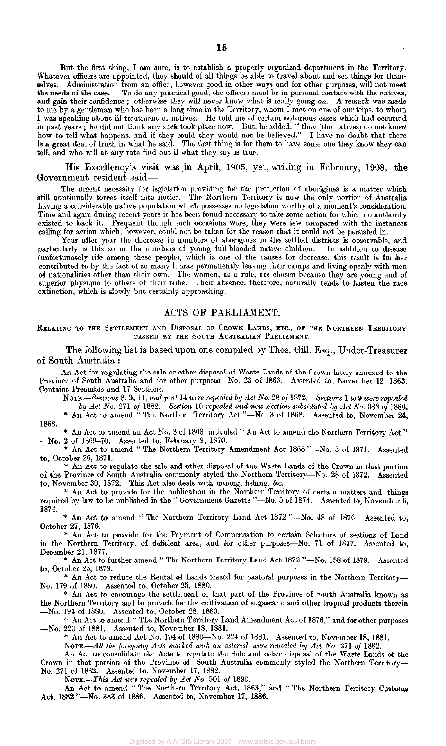But the first thing, I am sure, is to establish a properly organized department in the Territory. Whatever officers are appointed, they should of all things be able to travel about and see things for themselves. Administration from an office, however good in other ways and for other purposes, will not meet the needs of the case. To do any practical good, the officers must be in personal contact with the natives, and gain their confidence; otherwise they will never know what is really going on. A remark was made to me by a gentleman who has been a long time in the Territory, whom I met on one of our trips, to whom I was speaking about ill treatment of natives. He told me of certain notorious cases which had occurred in past years; he did not think any such took place now. But, he added, "they (the natives) do not know how to tell what happens, and if they could they would not be believed." I have no doubt that there is a great deal of truth in what he said. The first thing is for them to have some one they know they can tell, and who will at any rate find out if what they say is true.

His Excellency's visit was in April, 1905, yet, writing in February, 1908, the Government resident said—

The urgent necessity for legislation providing for the protection of aborigines is a matter which still continually forces itself into notice. The Northern Territory is now the only portion of Australia having a considerable native population which possesses no legislation worthy of a moment's consideration. Time and again during recent years it has been found necessary to take some action for which no authority existed to back it. Frequent though such occasions were, they were few compared with the instances calling for action which, however, could not be taken for the reason that it could not be persisted in.

Year after year the decrease in numbers of aborigines in the settled districts is observable, and particularly is this so in the numbers of young full-blooded native children. In addition to disease (unfortunately rife among these people), which is one of the causes for decrease, this result is further contributed to by the fact of so many lubras permanently leaving their camps and living openly with men of nationalities other than their own. The women, as a rule, are chosen because they are young and of superior physique to others of their tribe. Their absence, therefore, naturally tends to hasten the race extinction, which is slowly but certainly approaching.

## ACTS OF PARLIAMENT.

### Relating to the Settlement and Disposal of Crown Lands, etc., of the Northern Territory passed by the South Australian Parliament.

The following list is based upon one compiled by Thos. Gill, Esq., Under-Treasurer of South Australia:—

An Act for regulating the sale or other disposal of Waste Lands of the Crown lately annexed to the Province of South Australia and for other purposes—No. 23 of 1863. Assented to, November 12, 1863. Contains Preamble and 17 Sections.

Note.—*Sections 8, 9, 11, and part 14 were repealed by Act No. 28 of 1872. Sections 1 to 9 were repealed by Act No. 271 of 1882. Section 10 repealed and new Section substituted by Act No. 383 of 1886.*

\* An Act to amend "The Northern Territory Act"—No. 3 of 1868. Assented to, November 24, 1868.

\* An Act to amend an Act No. 3 of 1868, intituled "An Act to amend the Northern Territory Act"—No. 2 of 1869–70. Assented to, February 9, 1870.

\* An Act to amend "The Northern Territory Amendment Act 1868"—No. 3 of 1871. Assented to, October 26, 1871.

\* An Act to regulate the sale and other disposal of the Waste Lands of the Crown in that portion of the Province of South Australia commonly styled the Northern Territory—No. 28 of 1872. Assented to, November 30, 1872. This Act also deals with mining, fishing, &c.

\* An Act to provide for the publication in the Northern Territory of certain matters and things required by law to be published in the "Government Gazette"—No. 5 of 1874. Assented to, November 6, 1874.

\* An Act to amend "The Northern Territory Land Act 1872"—No. 48 of 1876. Assented to, October 27, 1876.

\* An Act to provide for the Payment of Compensation to certain Selectors of sections of Land in the Northern Territory, of deficient area, and for other purposes—No. 71 of 1877. Assented to, December 21, 1877.

\* An Act to further amend "The Northern Territory Land Act 1872"—No. 158 of 1879. Assented to, October 25, 1879.

\* An Act to reduce the Rental of Lands leased for pastoral purposes in the Northern Territory—No. 179 of 1880. Assented to, October 25, 1880.

\* An Act to encourage the settlement of that part of the Province of South Australia known as the Northern Territory and to provide for the cultivation of sugarcane and other tropical products therein—No. 194 of 1880. Assented to, October 28, 1880.

\* An Act to amend "The Northern Territory Land Amendment Act of 1876," and for other purposes—No. 220 of 1881. Assented to, November 18, 1881.

\* An Act to amend Act No. 194 of 1880—No. 224 of 1881. Assented to, November 18, 1881.

Note.—*All the foregoing Acts marked with an asterisk were repealed by Act No. 271 of 1882.*

An Act to consolidate the Acts to regulate the Sale and other disposal of the Waste Lands of the Crown in that portion of the Province of South Australia commonly styled the Northern Territory—No. 271 of 1882. Assented to, November 17, 1882.

Note.—*This Act was repealed by Act No. 501 of 1890.*

An Act to amend "The Northern Territory Act, 1863," and "The Northern Territory Customs Act, 1882"—No. 383 of 1886. Assented to, November 17, 1886.